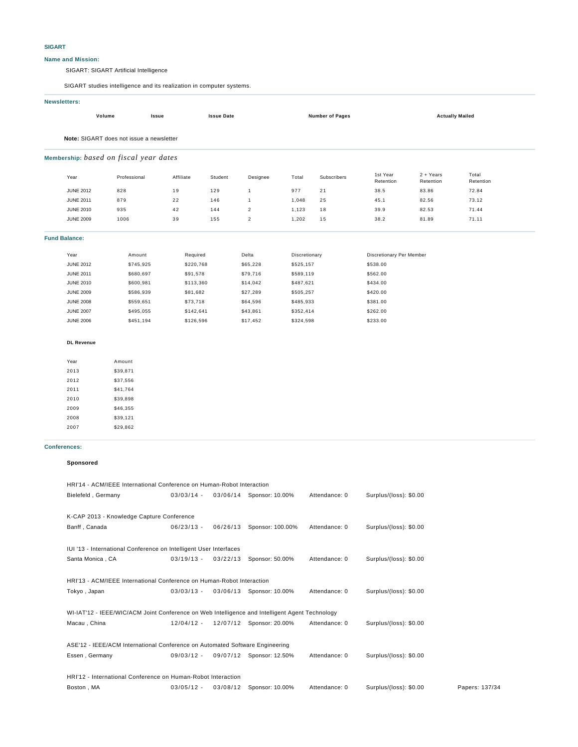## SIGART

### Name and Mission:

SIGART: SIGART Artificial Intelligence

SIGART studies intelligence and its realization in computer systems.

### Newsletters:

| Volume | Issue | Issue Date | Number of Pages | Actually Mailed |
|---|---|---|---|---|

**Note:** SIGART does not issue a newsletter

### Membership: *based on fiscal year dates*

| Year | Professional | Affiliate | Student | Designee | Total | Subscribers | 1st Year Retention | 2 + Years Retention | Total Retention |
|---|---|---|---|---|---|---|---|---|---|
| JUNE 2012 | 828 | 19 | 129 | 1 | 977 | 21 | 38.5 | 83.86 | 72.84 |
| JUNE 2011 | 879 | 22 | 146 | 1 | 1,048 | 25 | 45.1 | 82.56 | 73.12 |
| JUNE 2010 | 935 | 42 | 144 | 2 | 1,123 | 18 | 39.9 | 82.53 | 71.44 |
| JUNE 2009 | 1006 | 39 | 155 | 2 | 1,202 | 15 | 38.2 | 81.89 | 71.11 |

### Fund Balance:

| Year | Amount | Required | Delta | Discretionary | Discretionary Per Member |
|---|---|---|---|---|---|
| JUNE 2012 | $745,925 | $220,768 | $65,228 | $525,157 | $538.00 |
| JUNE 2011 | $680,697 | $91,578 | $79,716 | $589,119 | $562.00 |
| JUNE 2010 | $600,981 | $113,360 | $14,042 | $487,621 | $434.00 |
| JUNE 2009 | $586,939 | $81,682 | $27,289 | $505,257 | $420.00 |
| JUNE 2008 | $559,651 | $73,718 | $64,596 | $485,933 | $381.00 |
| JUNE 2007 | $495,055 | $142,641 | $43,861 | $352,414 | $262.00 |
| JUNE 2006 | $451,194 | $126,596 | $17,452 | $324,598 | $233.00 |

**DL Revenue**

| Year | Amount |
|---|---|
| 2013 | $39,871 |
| 2012 | $37,556 |
| 2011 | $41,764 |
| 2010 | $39,898 |
| 2009 | $46,355 |
| 2008 | $39,121 |
| 2007 | $29,862 |

### Conferences:

**Sponsored**

HRI'14 - ACM/IEEE International Conference on Human-Robot Interaction
Bielefeld , Germany 03/03/14 - 03/06/14 Sponsor: 10.00% Attendance: 0 Surplus/(loss): $0.00

K-CAP 2013 - Knowledge Capture Conference
Banff , Canada 06/23/13 - 06/26/13 Sponsor: 100.00% Attendance: 0 Surplus/(loss): $0.00

IUI '13 - International Conference on Intelligent User Interfaces
Santa Monica , CA 03/19/13 - 03/22/13 Sponsor: 50.00% Attendance: 0 Surplus/(loss): $0.00

HRI'13 - ACM/IEEE International Conference on Human-Robot Interaction
Tokyo , Japan 03/03/13 - 03/06/13 Sponsor: 10.00% Attendance: 0 Surplus/(loss): $0.00

WI-IAT'12 - IEEE/WIC/ACM Joint Conference on Web Intelligence and Intelligent Agent Technology
Macau , China 12/04/12 - 12/07/12 Sponsor: 20.00% Attendance: 0 Surplus/(loss): $0.00

ASE'12 - IEEE/ACM International Conference on Automated Software Engineering
Essen , Germany 09/03/12 - 09/07/12 Sponsor: 12.50% Attendance: 0 Surplus/(loss): $0.00

HRI'12 - International Conference on Human-Robot Interaction
Boston , MA 03/05/12 - 03/08/12 Sponsor: 10.00% Attendance: 0 Surplus/(loss): $0.00 Papers: 137/34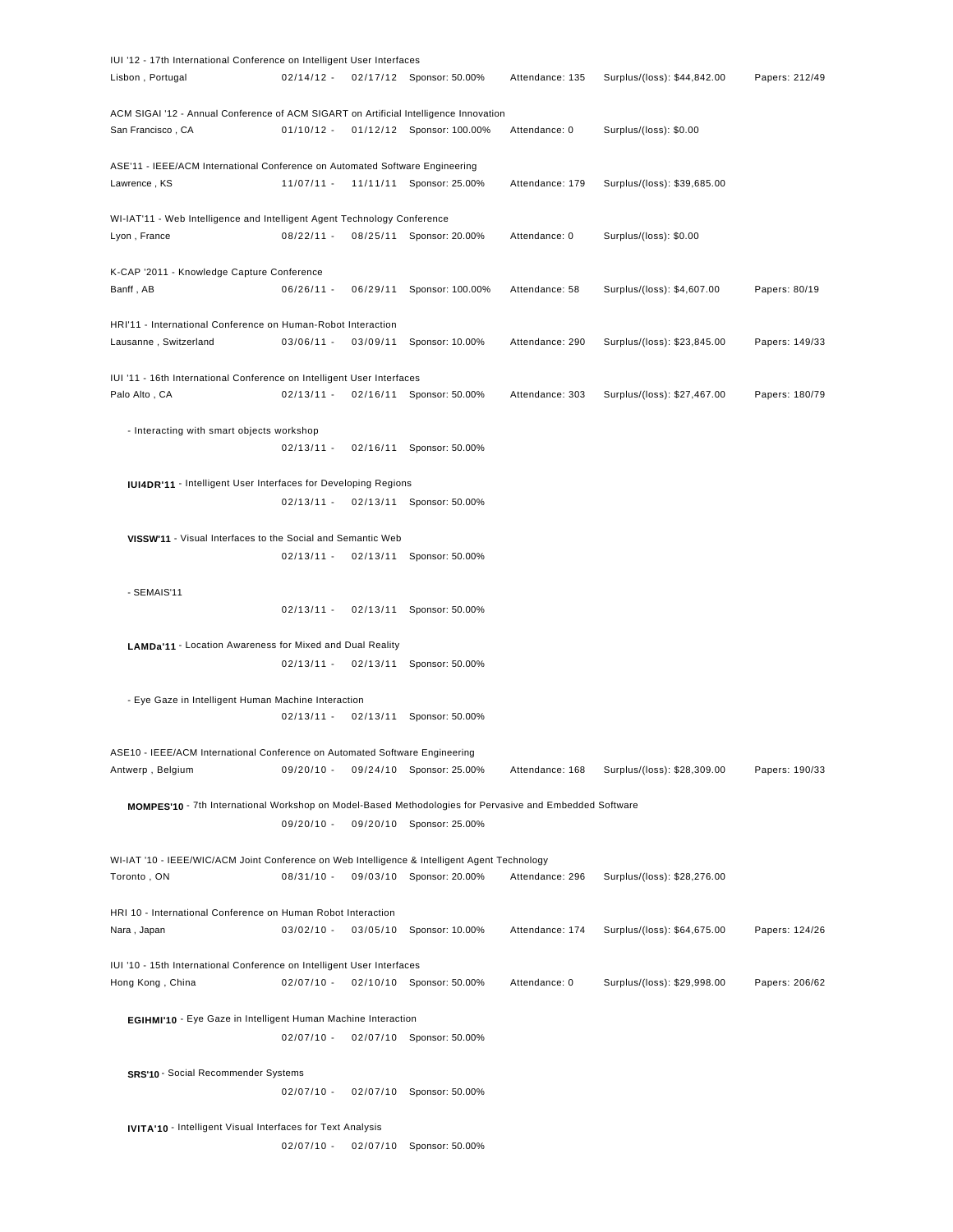IUI '12 - 17th International Conference on Intelligent User Interfaces
Lisbon , Portugal 02/14/12 - 02/17/12 Sponsor: 50.00% Attendance: 135 Surplus/(loss): $44,842.00 Papers: 212/49

ACM SIGAI '12 - Annual Conference of ACM SIGART on Artificial Intelligence Innovation
San Francisco , CA 01/10/12 - 01/12/12 Sponsor: 100.00% Attendance: 0 Surplus/(loss): $0.00

ASE'11 - IEEE/ACM International Conference on Automated Software Engineering
Lawrence , KS 11/07/11 - 11/11/11 Sponsor: 25.00% Attendance: 179 Surplus/(loss): $39,685.00

WI-IAT'11 - Web Intelligence and Intelligent Agent Technology Conference
Lyon , France 08/22/11 - 08/25/11 Sponsor: 20.00% Attendance: 0 Surplus/(loss): $0.00

K-CAP '2011 - Knowledge Capture Conference
Banff , AB 06/26/11 - 06/29/11 Sponsor: 100.00% Attendance: 58 Surplus/(loss): $4,607.00 Papers: 80/19

HRI'11 - International Conference on Human-Robot Interaction
Lausanne , Switzerland 03/06/11 - 03/09/11 Sponsor: 10.00% Attendance: 290 Surplus/(loss): $23,845.00 Papers: 149/33

IUI '11 - 16th International Conference on Intelligent User Interfaces
Palo Alto , CA 02/13/11 - 02/16/11 Sponsor: 50.00% Attendance: 303 Surplus/(loss): $27,467.00 Papers: 180/79

- Interacting with smart objects workshop
02/13/11 - 02/16/11 Sponsor: 50.00%

**IUI4DR'11** - Intelligent User Interfaces for Developing Regions
02/13/11 - 02/13/11 Sponsor: 50.00%

**VISSW'11** - Visual Interfaces to the Social and Semantic Web
02/13/11 - 02/13/11 Sponsor: 50.00%

- SEMAIS'11
02/13/11 - 02/13/11 Sponsor: 50.00%

**LAMDa'11** - Location Awareness for Mixed and Dual Reality
02/13/11 - 02/13/11 Sponsor: 50.00%

- Eye Gaze in Intelligent Human Machine Interaction
02/13/11 - 02/13/11 Sponsor: 50.00%

ASE10 - IEEE/ACM International Conference on Automated Software Engineering
Antwerp , Belgium 09/20/10 - 09/24/10 Sponsor: 25.00% Attendance: 168 Surplus/(loss): $28,309.00 Papers: 190/33

**MOMPES'10** - 7th International Workshop on Model-Based Methodologies for Pervasive and Embedded Software
09/20/10 - 09/20/10 Sponsor: 25.00%

WI-IAT '10 - IEEE/WIC/ACM Joint Conference on Web Intelligence & Intelligent Agent Technology
Toronto , ON 08/31/10 - 09/03/10 Sponsor: 20.00% Attendance: 296 Surplus/(loss): $28,276.00

HRI 10 - International Conference on Human Robot Interaction
Nara , Japan 03/02/10 - 03/05/10 Sponsor: 10.00% Attendance: 174 Surplus/(loss): $64,675.00 Papers: 124/26

IUI '10 - 15th International Conference on Intelligent User Interfaces
Hong Kong , China 02/07/10 - 02/10/10 Sponsor: 50.00% Attendance: 0 Surplus/(loss): $29,998.00 Papers: 206/62

**EGIHMI'10** - Eye Gaze in Intelligent Human Machine Interaction
02/07/10 - 02/07/10 Sponsor: 50.00%

**SRS'10** - Social Recommender Systems
02/07/10 - 02/07/10 Sponsor: 50.00%

**IVITA'10** - Intelligent Visual Interfaces for Text Analysis
02/07/10 - 02/07/10 Sponsor: 50.00%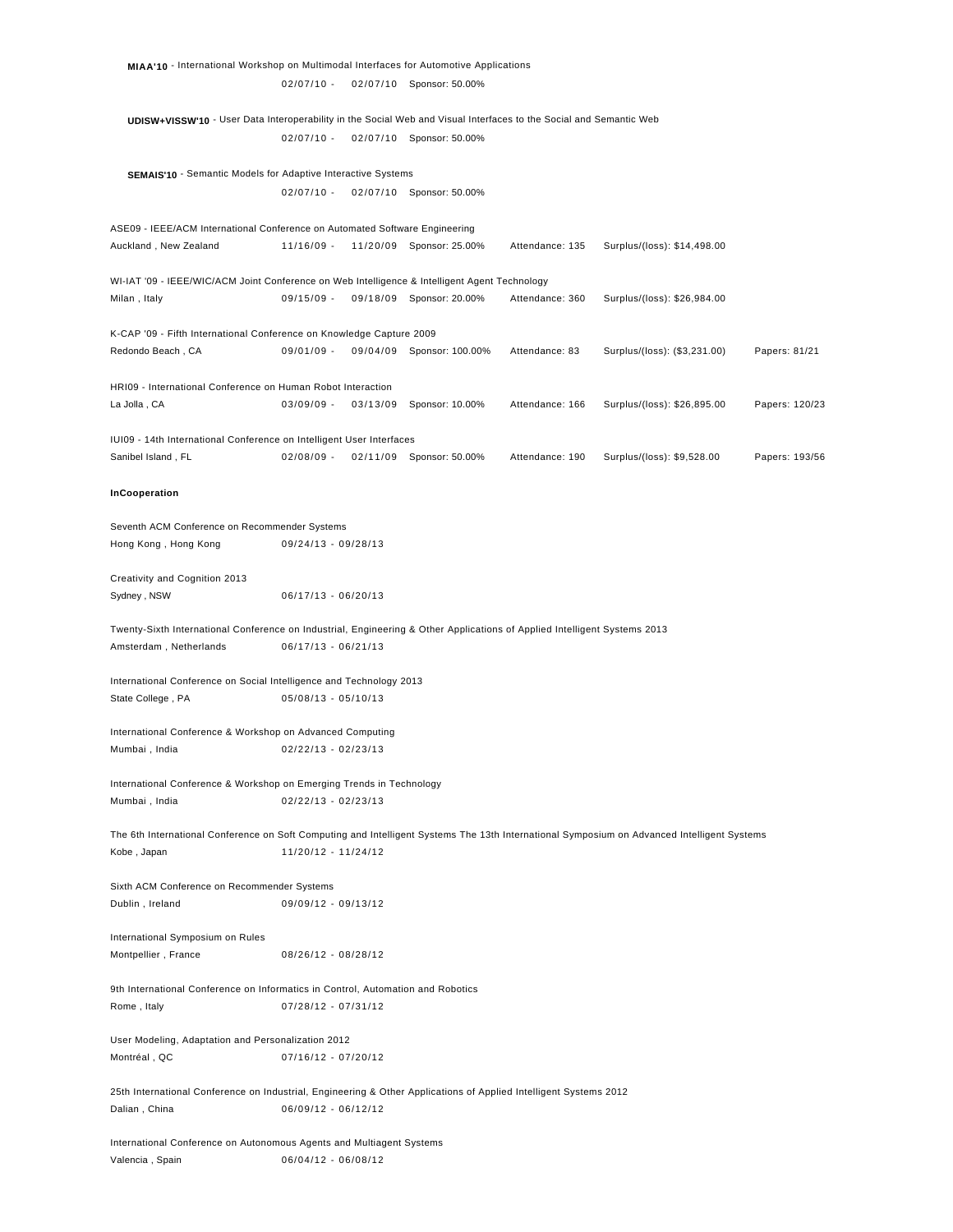**MIAA'10** - International Workshop on Multimodal Interfaces for Automotive Applications

02/07/10 - 02/07/10 Sponsor: 50.00%

**UDISW+VISSW'10** - User Data Interoperability in the Social Web and Visual Interfaces to the Social and Semantic Web

02/07/10 - 02/07/10 Sponsor: 50.00%

**SEMAIS'10** - Semantic Models for Adaptive Interactive Systems

02/07/10 - 02/07/10 Sponsor: 50.00%

ASE09 - IEEE/ACM International Conference on Automated Software Engineering

Auckland , New Zealand 11/16/09 - 11/20/09 Sponsor: 25.00% Attendance: 135 Surplus/(loss): $14,498.00

WI-IAT '09 - IEEE/WIC/ACM Joint Conference on Web Intelligence & Intelligent Agent Technology

Milan , Italy 09/15/09 - 09/18/09 Sponsor: 20.00% Attendance: 360 Surplus/(loss): $26,984.00

K-CAP '09 - Fifth International Conference on Knowledge Capture 2009

Redondo Beach , CA 09/01/09 - 09/04/09 Sponsor: 100.00% Attendance: 83 Surplus/(loss): ($3,231.00) Papers: 81/21

HRI09 - International Conference on Human Robot Interaction

La Jolla , CA 03/09/09 - 03/13/09 Sponsor: 10.00% Attendance: 166 Surplus/(loss): $26,895.00 Papers: 120/23

IUI09 - 14th International Conference on Intelligent User Interfaces

Sanibel Island , FL 02/08/09 - 02/11/09 Sponsor: 50.00% Attendance: 190 Surplus/(loss): $9,528.00 Papers: 193/56

**InCooperation**

Seventh ACM Conference on Recommender Systems

Hong Kong , Hong Kong 09/24/13 - 09/28/13

Creativity and Cognition 2013

Sydney , NSW 06/17/13 - 06/20/13

Twenty-Sixth International Conference on Industrial, Engineering & Other Applications of Applied Intelligent Systems 2013

Amsterdam , Netherlands 06/17/13 - 06/21/13

International Conference on Social Intelligence and Technology 2013

State College , PA 05/08/13 - 05/10/13

International Conference & Workshop on Advanced Computing

Mumbai , India 02/22/13 - 02/23/13

International Conference & Workshop on Emerging Trends in Technology

Mumbai , India 02/22/13 - 02/23/13

The 6th International Conference on Soft Computing and Intelligent Systems The 13th International Symposium on Advanced Intelligent Systems

Kobe , Japan 11/20/12 - 11/24/12

Sixth ACM Conference on Recommender Systems

Dublin , Ireland 09/09/12 - 09/13/12

International Symposium on Rules

Montpellier , France 08/26/12 - 08/28/12

9th International Conference on Informatics in Control, Automation and Robotics

Rome , Italy 07/28/12 - 07/31/12

User Modeling, Adaptation and Personalization 2012

Montréal , QC 07/16/12 - 07/20/12

25th International Conference on Industrial, Engineering & Other Applications of Applied Intelligent Systems 2012

Dalian , China 06/09/12 - 06/12/12

International Conference on Autonomous Agents and Multiagent Systems

Valencia , Spain 06/04/12 - 06/08/12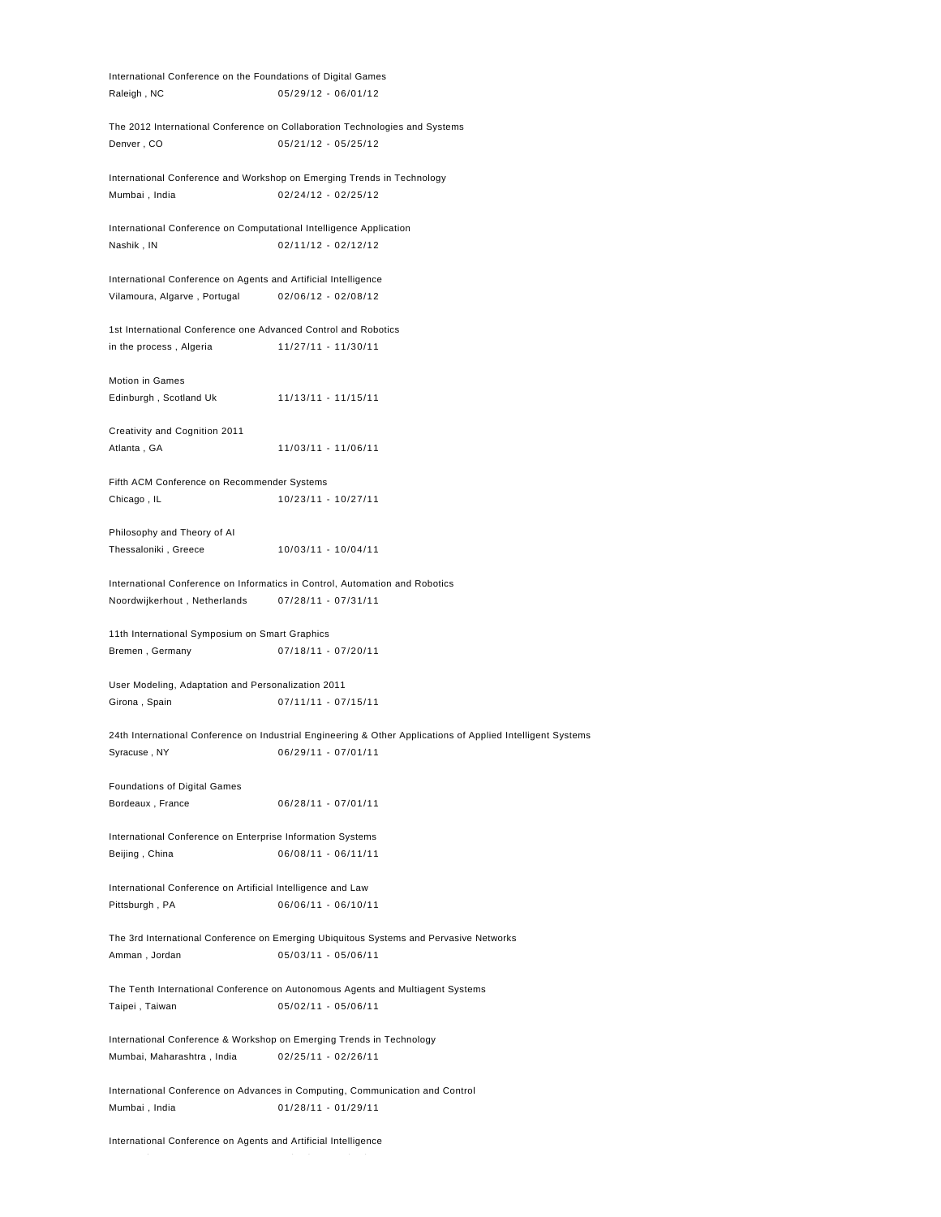International Conference on the Foundations of Digital Games
Raleigh , NC 05/29/12 - 06/01/12

The 2012 International Conference on Collaboration Technologies and Systems
Denver , CO 05/21/12 - 05/25/12

International Conference and Workshop on Emerging Trends in Technology
Mumbai , India 02/24/12 - 02/25/12

International Conference on Computational Intelligence Application
Nashik , IN 02/11/12 - 02/12/12

International Conference on Agents and Artificial Intelligence
Vilamoura, Algarve , Portugal 02/06/12 - 02/08/12

1st International Conference one Advanced Control and Robotics
in the process , Algeria 11/27/11 - 11/30/11

Motion in Games
Edinburgh , Scotland Uk 11/13/11 - 11/15/11

Creativity and Cognition 2011
Atlanta , GA 11/03/11 - 11/06/11

Fifth ACM Conference on Recommender Systems
Chicago , IL 10/23/11 - 10/27/11

Philosophy and Theory of AI
Thessaloniki , Greece 10/03/11 - 10/04/11

International Conference on Informatics in Control, Automation and Robotics
Noordwijkerhout , Netherlands 07/28/11 - 07/31/11

11th International Symposium on Smart Graphics
Bremen , Germany 07/18/11 - 07/20/11

User Modeling, Adaptation and Personalization 2011
Girona , Spain 07/11/11 - 07/15/11

24th International Conference on Industrial Engineering & Other Applications of Applied Intelligent Systems
Syracuse , NY 06/29/11 - 07/01/11

Foundations of Digital Games
Bordeaux , France 06/28/11 - 07/01/11

International Conference on Enterprise Information Systems
Beijing , China 06/08/11 - 06/11/11

International Conference on Artificial Intelligence and Law
Pittsburgh , PA 06/06/11 - 06/10/11

The 3rd International Conference on Emerging Ubiquitous Systems and Pervasive Networks
Amman , Jordan 05/03/11 - 05/06/11

The Tenth International Conference on Autonomous Agents and Multiagent Systems
Taipei , Taiwan 05/02/11 - 05/06/11

International Conference & Workshop on Emerging Trends in Technology
Mumbai, Maharashtra , India 02/25/11 - 02/26/11

International Conference on Advances in Computing, Communication and Control
Mumbai , India 01/28/11 - 01/29/11

International Conference on Agents and Artificial Intelligence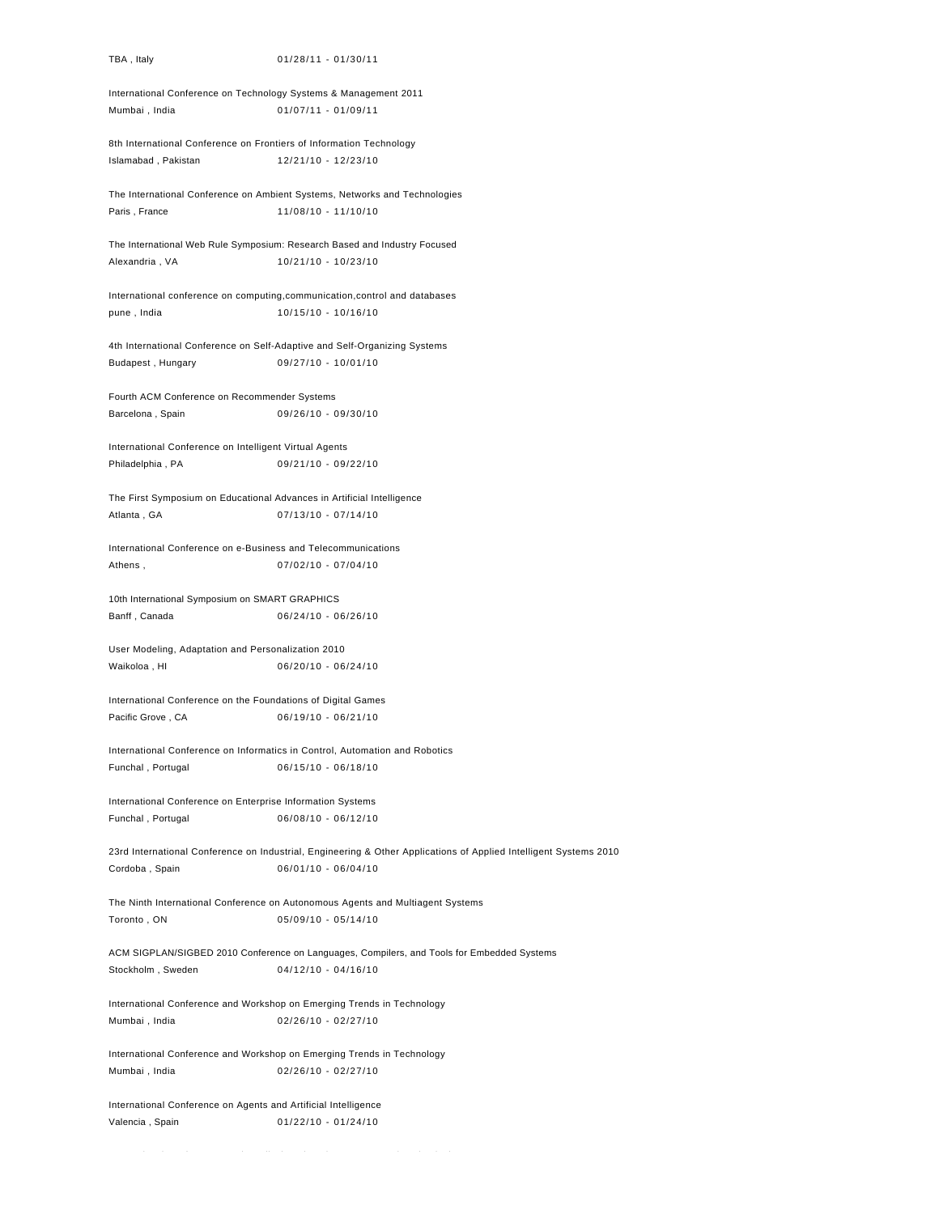TBA , Italy 01/28/11 - 01/30/11

International Conference on Technology Systems & Management 2011
Mumbai , India 01/07/11 - 01/09/11

8th International Conference on Frontiers of Information Technology
Islamabad , Pakistan 12/21/10 - 12/23/10

The International Conference on Ambient Systems, Networks and Technologies
Paris , France 11/08/10 - 11/10/10

The International Web Rule Symposium: Research Based and Industry Focused
Alexandria , VA 10/21/10 - 10/23/10

International conference on computing,communication,control and databases
pune , India 10/15/10 - 10/16/10

4th International Conference on Self-Adaptive and Self-Organizing Systems
Budapest , Hungary 09/27/10 - 10/01/10

Fourth ACM Conference on Recommender Systems
Barcelona , Spain 09/26/10 - 09/30/10

International Conference on Intelligent Virtual Agents
Philadelphia , PA 09/21/10 - 09/22/10

The First Symposium on Educational Advances in Artificial Intelligence
Atlanta , GA 07/13/10 - 07/14/10

International Conference on e-Business and Telecommunications
Athens , 07/02/10 - 07/04/10

10th International Symposium on SMART GRAPHICS
Banff , Canada 06/24/10 - 06/26/10

User Modeling, Adaptation and Personalization 2010
Waikoloa , HI 06/20/10 - 06/24/10

International Conference on the Foundations of Digital Games
Pacific Grove , CA 06/19/10 - 06/21/10

International Conference on Informatics in Control, Automation and Robotics
Funchal , Portugal 06/15/10 - 06/18/10

International Conference on Enterprise Information Systems
Funchal , Portugal 06/08/10 - 06/12/10

23rd International Conference on Industrial, Engineering & Other Applications of Applied Intelligent Systems 2010
Cordoba , Spain 06/01/10 - 06/04/10

The Ninth International Conference on Autonomous Agents and Multiagent Systems
Toronto , ON 05/09/10 - 05/14/10

ACM SIGPLAN/SIGBED 2010 Conference on Languages, Compilers, and Tools for Embedded Systems
Stockholm , Sweden 04/12/10 - 04/16/10

International Conference and Workshop on Emerging Trends in Technology
Mumbai , India 02/26/10 - 02/27/10

International Conference and Workshop on Emerging Trends in Technology
Mumbai , India 02/26/10 - 02/27/10

International Conference on Agents and Artificial Intelligence
Valencia , Spain 01/22/10 - 01/24/10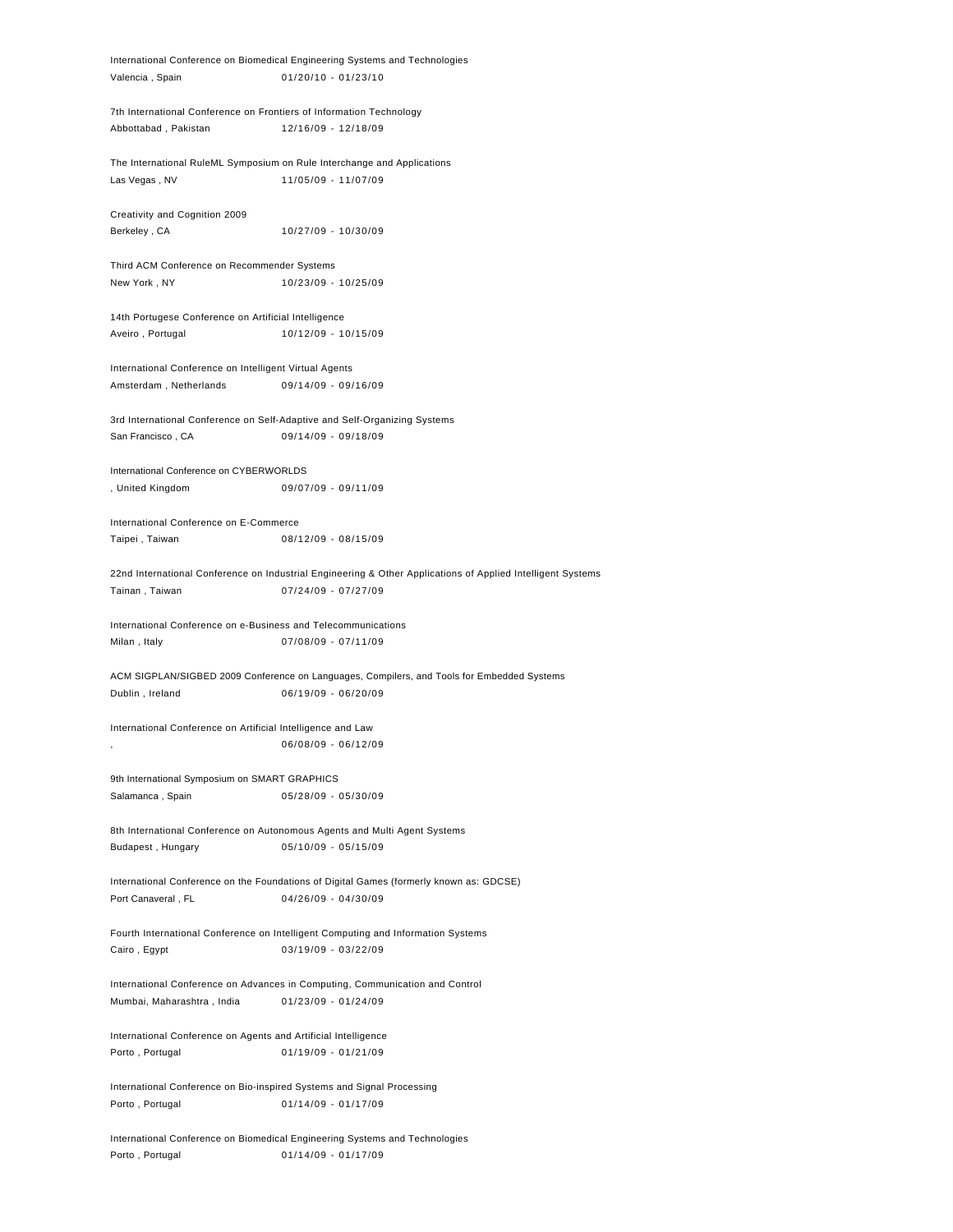International Conference on Biomedical Engineering Systems and Technologies
Valencia , Spain 01/20/10 - 01/23/10

7th International Conference on Frontiers of Information Technology
Abbottabad , Pakistan 12/16/09 - 12/18/09

The International RuleML Symposium on Rule Interchange and Applications
Las Vegas , NV 11/05/09 - 11/07/09

Creativity and Cognition 2009
Berkeley , CA 10/27/09 - 10/30/09

Third ACM Conference on Recommender Systems
New York , NY 10/23/09 - 10/25/09

14th Portugese Conference on Artificial Intelligence
Aveiro , Portugal 10/12/09 - 10/15/09

International Conference on Intelligent Virtual Agents
Amsterdam , Netherlands 09/14/09 - 09/16/09

3rd International Conference on Self-Adaptive and Self-Organizing Systems
San Francisco , CA 09/14/09 - 09/18/09

International Conference on CYBERWORLDS
, United Kingdom 09/07/09 - 09/11/09

International Conference on E-Commerce
Taipei , Taiwan 08/12/09 - 08/15/09

22nd International Conference on Industrial Engineering & Other Applications of Applied Intelligent Systems
Tainan , Taiwan 07/24/09 - 07/27/09

International Conference on e-Business and Telecommunications
Milan , Italy 07/08/09 - 07/11/09

ACM SIGPLAN/SIGBED 2009 Conference on Languages, Compilers, and Tools for Embedded Systems
Dublin , Ireland 06/19/09 - 06/20/09

International Conference on Artificial Intelligence and Law
, 06/08/09 - 06/12/09

9th International Symposium on SMART GRAPHICS
Salamanca , Spain 05/28/09 - 05/30/09

8th International Conference on Autonomous Agents and Multi Agent Systems
Budapest , Hungary 05/10/09 - 05/15/09

International Conference on the Foundations of Digital Games (formerly known as: GDCSE)
Port Canaveral , FL 04/26/09 - 04/30/09

Fourth International Conference on Intelligent Computing and Information Systems
Cairo , Egypt 03/19/09 - 03/22/09

International Conference on Advances in Computing, Communication and Control
Mumbai, Maharashtra , India 01/23/09 - 01/24/09

International Conference on Agents and Artificial Intelligence
Porto , Portugal 01/19/09 - 01/21/09

International Conference on Bio-inspired Systems and Signal Processing
Porto , Portugal 01/14/09 - 01/17/09

International Conference on Biomedical Engineering Systems and Technologies
Porto , Portugal 01/14/09 - 01/17/09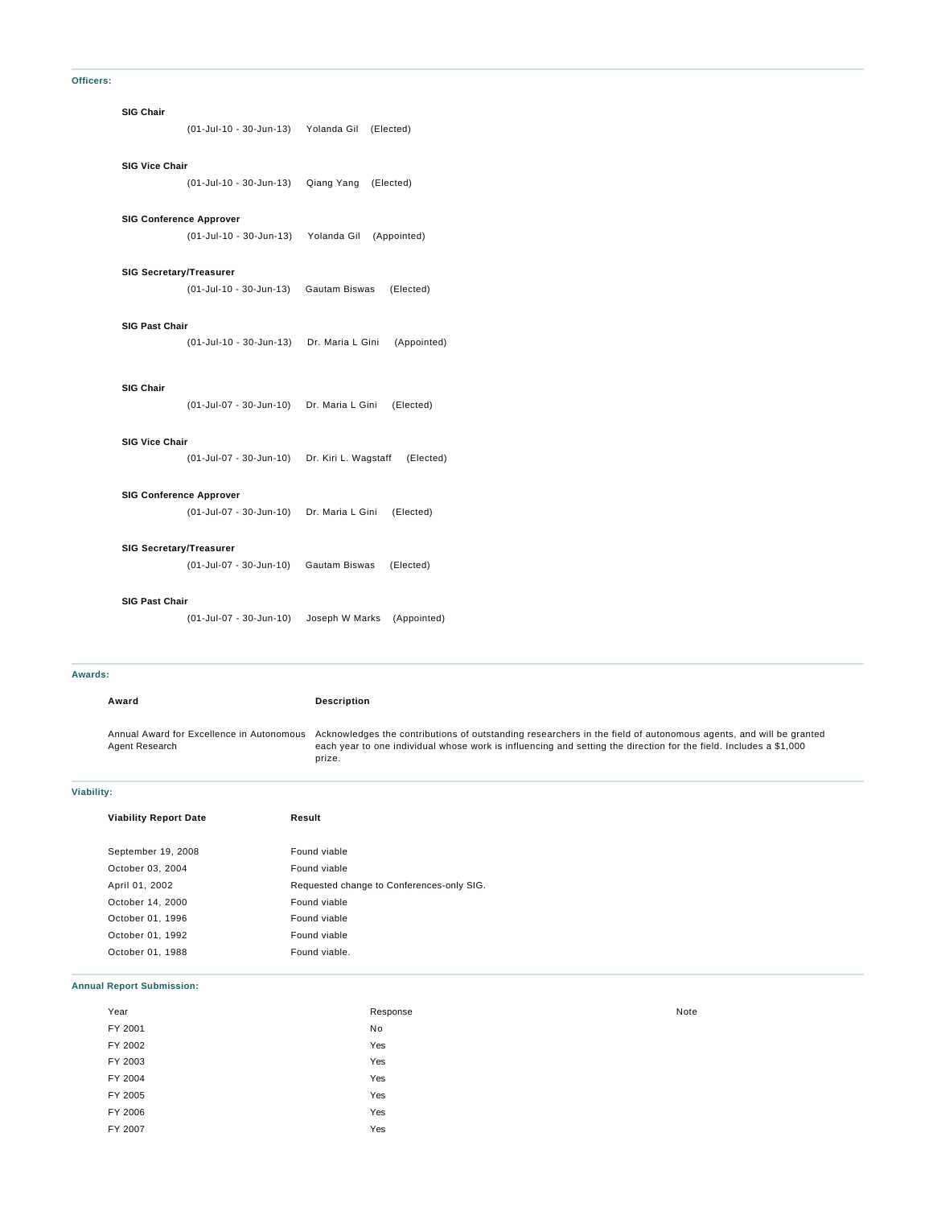### Officers:

**SIG Chair**

(01-Jul-10 - 30-Jun-13) Yolanda Gil (Elected)

**SIG Vice Chair**

(01-Jul-10 - 30-Jun-13) Qiang Yang (Elected)

**SIG Conference Approver**

(01-Jul-10 - 30-Jun-13) Yolanda Gil (Appointed)

**SIG Secretary/Treasurer**

(01-Jul-10 - 30-Jun-13) Gautam Biswas (Elected)

**SIG Past Chair**

(01-Jul-10 - 30-Jun-13) Dr. Maria L Gini (Appointed)

**SIG Chair**

(01-Jul-07 - 30-Jun-10) Dr. Maria L Gini (Elected)

**SIG Vice Chair**

(01-Jul-07 - 30-Jun-10) Dr. Kiri L. Wagstaff (Elected)

**SIG Conference Approver**

(01-Jul-07 - 30-Jun-10) Dr. Maria L Gini (Elected)

**SIG Secretary/Treasurer**

(01-Jul-07 - 30-Jun-10) Gautam Biswas (Elected)

**SIG Past Chair**

(01-Jul-07 - 30-Jun-10) Joseph W Marks (Appointed)

### Awards:

| Award | Description |
|---|---|
| Annual Award for Excellence in Autonomous Agent Research | Acknowledges the contributions of outstanding researchers in the field of autonomous agents, and will be granted each year to one individual whose work is influencing and setting the direction for the field. Includes a $1,000 prize. |

### Viability:

| Viability Report Date | Result |
|---|---|
| September 19, 2008 | Found viable |
| October 03, 2004 | Found viable |
| April 01, 2002 | Requested change to Conferences-only SIG. |
| October 14, 2000 | Found viable |
| October 01, 1996 | Found viable |
| October 01, 1992 | Found viable |
| October 01, 1988 | Found viable. |

### Annual Report Submission:

| Year | Response | Note |
|---|---|---|
| FY 2001 | No | |
| FY 2002 | Yes | |
| FY 2003 | Yes | |
| FY 2004 | Yes | |
| FY 2005 | Yes | |
| FY 2006 | Yes | |
| FY 2007 | Yes | |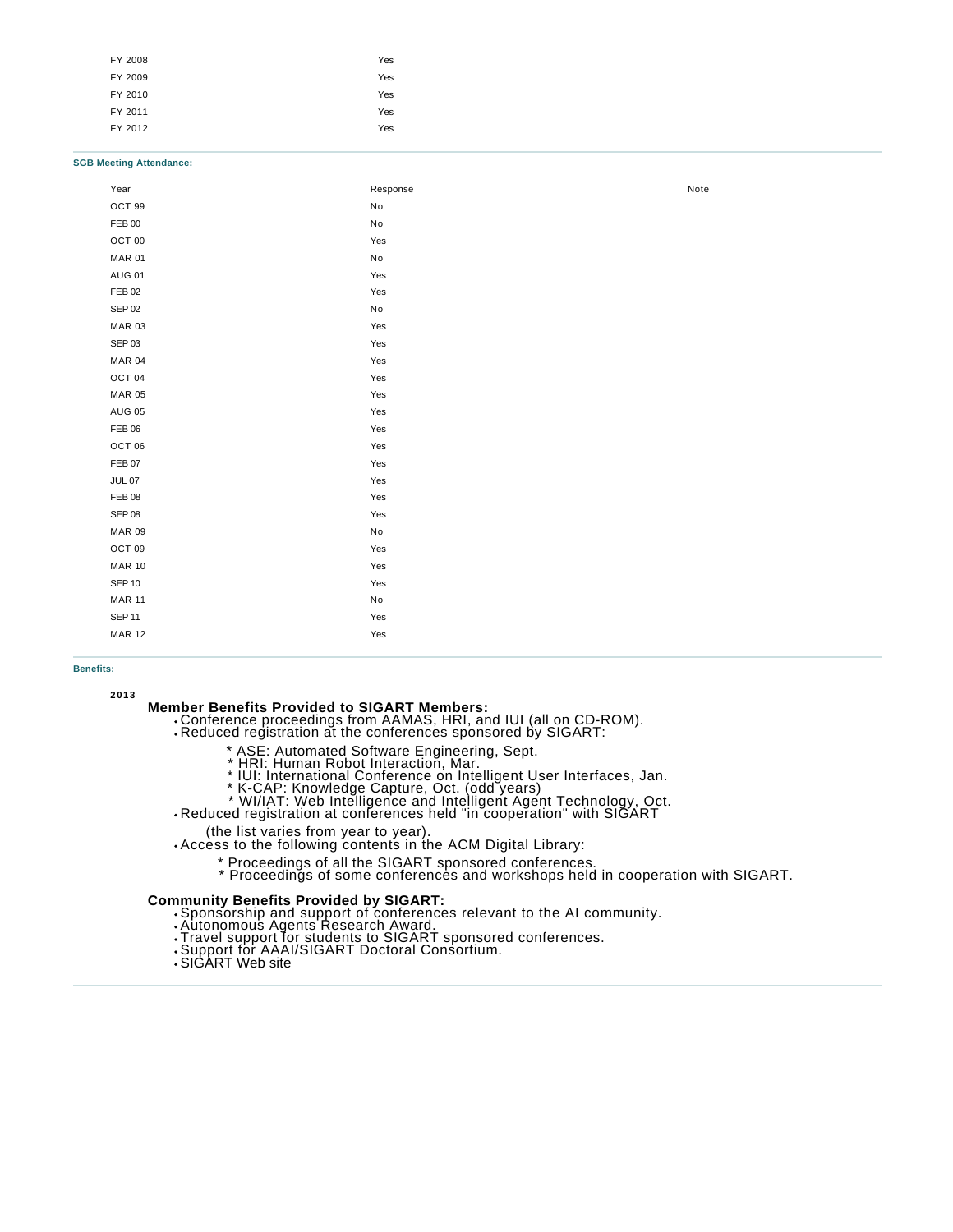| | |
|---|---|
| FY 2008 | Yes |
| FY 2009 | Yes |
| FY 2010 | Yes |
| FY 2011 | Yes |
| FY 2012 | Yes |

**SGB Meeting Attendance:**

| Year | Response | Note |
|---|---|---|
| OCT 99 | No | |
| FEB 00 | No | |
| OCT 00 | Yes | |
| MAR 01 | No | |
| AUG 01 | Yes | |
| FEB 02 | Yes | |
| SEP 02 | No | |
| MAR 03 | Yes | |
| SEP 03 | Yes | |
| MAR 04 | Yes | |
| OCT 04 | Yes | |
| MAR 05 | Yes | |
| AUG 05 | Yes | |
| FEB 06 | Yes | |
| OCT 06 | Yes | |
| FEB 07 | Yes | |
| JUL 07 | Yes | |
| FEB 08 | Yes | |
| SEP 08 | Yes | |
| MAR 09 | No | |
| OCT 09 | Yes | |
| MAR 10 | Yes | |
| SEP 10 | Yes | |
| MAR 11 | No | |
| SEP 11 | Yes | |
| MAR 12 | Yes | |

**Benefits:**

**2013**

**Member Benefits Provided to SIGART Members:**

- Conference proceedings from AAMAS, HRI, and IUI (all on CD-ROM).
- Reduced registration at the conferences sponsored by SIGART:

  * ASE: Automated Software Engineering, Sept.
  * HRI: Human Robot Interaction, Mar.
  * IUI: International Conference on Intelligent User Interfaces, Jan.
  * K-CAP: Knowledge Capture, Oct. (odd years)
  * WI/IAT: Web Intelligence and Intelligent Agent Technology, Oct.
- Reduced registration at conferences held "in cooperation" with SIGART

  (the list varies from year to year).
- Access to the following contents in the ACM Digital Library:

  * Proceedings of all the SIGART sponsored conferences.
  * Proceedings of some conferences and workshops held in cooperation with SIGART.

**Community Benefits Provided by SIGART:**

- Sponsorship and support of conferences relevant to the AI community.
- Autonomous Agents Research Award.
- Travel support for students to SIGART sponsored conferences.
- Support for AAAI/SIGART Doctoral Consortium.
- SIGART Web site